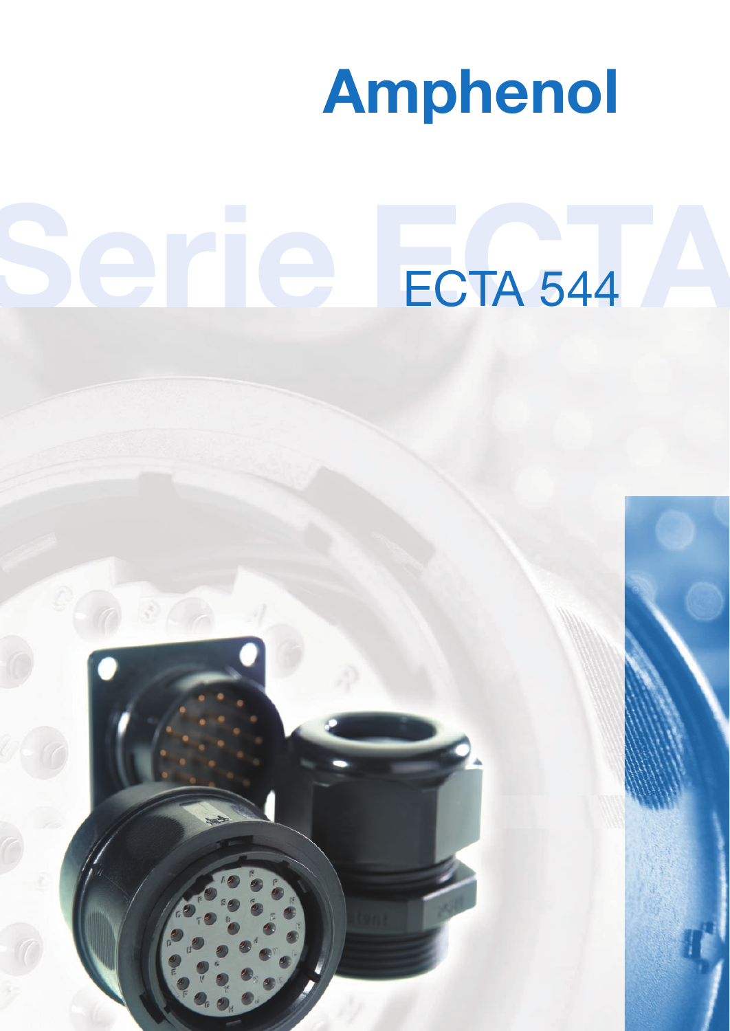# Amphenol

Serie ECTA

## ECTA 544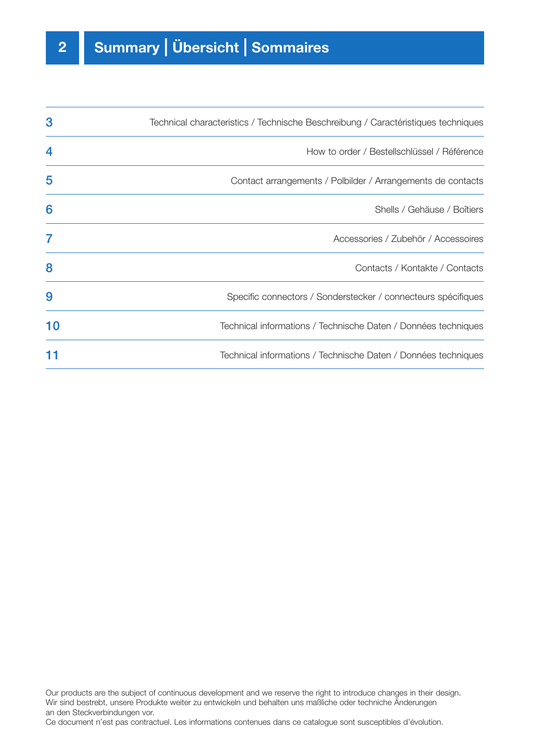# Summary | Übersicht | Sommaires

| | |
|---|---|
| 3 | Technical characteristics / Technische Beschreibung / Caractéristiques techniques |
| 4 | How to order / Bestellschlüssel / Référence |
| 5 | Contact arrangements / Polbilder / Arrangements de contacts |
| 6 | Shells / Gehäuse / Boîtiers |
| 7 | Accessories / Zubehör / Accessoires |
| 8 | Contacts / Kontakte / Contacts |
| 9 | Specific connectors / Sonderstecker / connecteurs spécifiques |
| 10 | Technical informations / Technische Daten / Données techniques |
| 11 | Technical informations / Technische Daten / Données techniques |

Our products are the subject of continuous development and we reserve the right to introduce changes in their design.
Wir sind bestrebt, unsere Produkte weiter zu entwickeln und behalten uns maßliche oder techniche Änderungen an den Steckverbindungen vor.
Ce document n'est pas contractuel. Les informations contenues dans ce catalogue sont susceptibles d'évolution.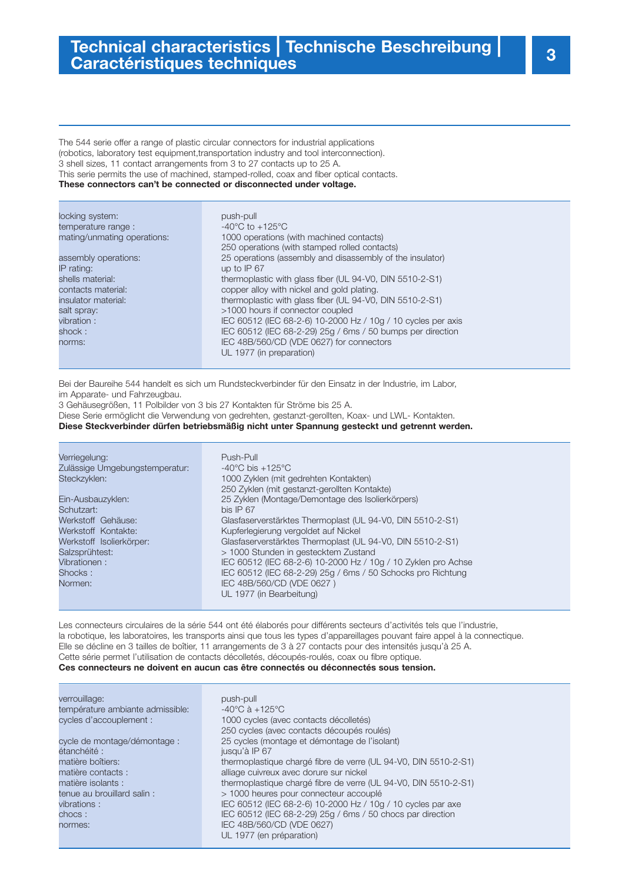# Technical characteristics | Technische Beschreibung | Caractéristiques techniques

The 544 serie offer a range of plastic circular connectors for industrial applications (robotics, laboratory test equipment,transportation industry and tool interconnection).
3 shell sizes, 11 contact arrangements from 3 to 27 contacts up to 25 A.
This serie permits the use of machined, stamped-rolled, coax and fiber optical contacts.
**These connectors can't be connected or disconnected under voltage.**

| | |
|---|---|
| locking system: | push-pull |
| temperature range : | -40°C to +125°C |
| mating/unmating operations: | 1000 operations (with machined contacts)<br>250 operations (with stamped rolled contacts) |
| assembly operations: | 25 operations (assembly and disassembly of the insulator) |
| IP rating: | up to IP 67 |
| shells material: | thermoplastic with glass fiber (UL 94-V0, DIN 5510-2-S1) |
| contacts material: | copper alloy with nickel and gold plating. |
| insulator material: | thermoplastic with glass fiber (UL 94-V0, DIN 5510-2-S1) |
| salt spray: | >1000 hours if connector coupled |
| vibration : | IEC 60512 (IEC 68-2-6) 10-2000 Hz / 10g / 10 cycles per axis |
| shock : | IEC 60512 (IEC 68-2-29) 25g / 6ms / 50 bumps per direction |
| norms: | IEC 48B/560/CD (VDE 0627) for connectors<br>UL 1977 (in preparation) |

Bei der Baureihe 544 handelt es sich um Rundsteckverbinder für den Einsatz in der Industrie, im Labor, im Apparate- und Fahrzeugbau.
3 Gehäusegrößen, 11 Polbilder von 3 bis 27 Kontakten für Ströme bis 25 A.
Diese Serie ermöglicht die Verwendung von gedrehten, gestanzt-gerollten, Koax- und LWL- Kontakten.
**Diese Steckverbinder dürfen betriebsmäßig nicht unter Spannung gesteckt und getrennt werden.**

| | |
|---|---|
| Verriegelung: | Push-Pull |
| Zulässige Umgebungstemperatur: | -40°C bis +125°C |
| Steckzyklen: | 1000 Zyklen (mit gedrehten Kontakten)<br>250 Zyklen (mit gestanzt-gerollten Kontakte) |
| Ein-Ausbauzyklen: | 25 Zyklen (Montage/Demontage des Isolierkörpers) |
| Schutzart: | bis IP 67 |
| Werkstoff Gehäuse: | Glasfaserverstärktes Thermoplast (UL 94-V0, DIN 5510-2-S1) |
| Werkstoff Kontakte: | Kupferlegierung vergoldet auf Nickel |
| Werkstoff Isolierkörper: | Glasfaserverstärktes Thermoplast (UL 94-V0, DIN 5510-2-S1) |
| Salzsprühtest: | > 1000 Stunden in gestecktem Zustand |
| Vibrationen : | IEC 60512 (IEC 68-2-6) 10-2000 Hz / 10g / 10 Zyklen pro Achse |
| Shocks : | IEC 60512 (IEC 68-2-29) 25g / 6ms / 50 Schocks pro Richtung |
| Normen: | IEC 48B/560/CD (VDE 0627 )<br>UL 1977 (in Bearbeitung) |

Les connecteurs circulaires de la série 544 ont été élaborés pour différents secteurs d'activités tels que l'industrie, la robotique, les laboratoires, les transports ainsi que tous les types d'appareillages pouvant faire appel à la connectique.
Elle se décline en 3 tailles de boîtier, 11 arrangements de 3 à 27 contacts pour des intensités jusqu'à 25 A.
Cette série permet l'utilisation de contacts décolletés, découpés-roulés, coax ou fibre optique.
**Ces connecteurs ne doivent en aucun cas être connectés ou déconnectés sous tension.**

| | |
|---|---|
| verrouillage: | push-pull |
| température ambiante admissible: | -40°C à +125°C |
| cycles d'accouplement : | 1000 cycles (avec contacts décolletés)<br>250 cycles (avec contacts découpés roulés) |
| cycle de montage/démontage : | 25 cycles (montage et démontage de l'isolant) |
| étanchéité : | jusqu'à IP 67 |
| matière boîtiers: | thermoplastique chargé fibre de verre (UL 94-V0, DIN 5510-2-S1) |
| matière contacts : | alliage cuivreux avec dorure sur nickel |
| matière isolants : | thermoplastique chargé fibre de verre (UL 94-V0, DIN 5510-2-S1) |
| tenue au brouillard salin : | > 1000 heures pour connecteur accouplé |
| vibrations : | IEC 60512 (IEC 68-2-6) 10-2000 Hz / 10g / 10 cycles par axe |
| chocs : | IEC 60512 (IEC 68-2-29) 25g / 6ms / 50 chocs par direction |
| normes: | IEC 48B/560/CD (VDE 0627)<br>UL 1977 (en préparation) |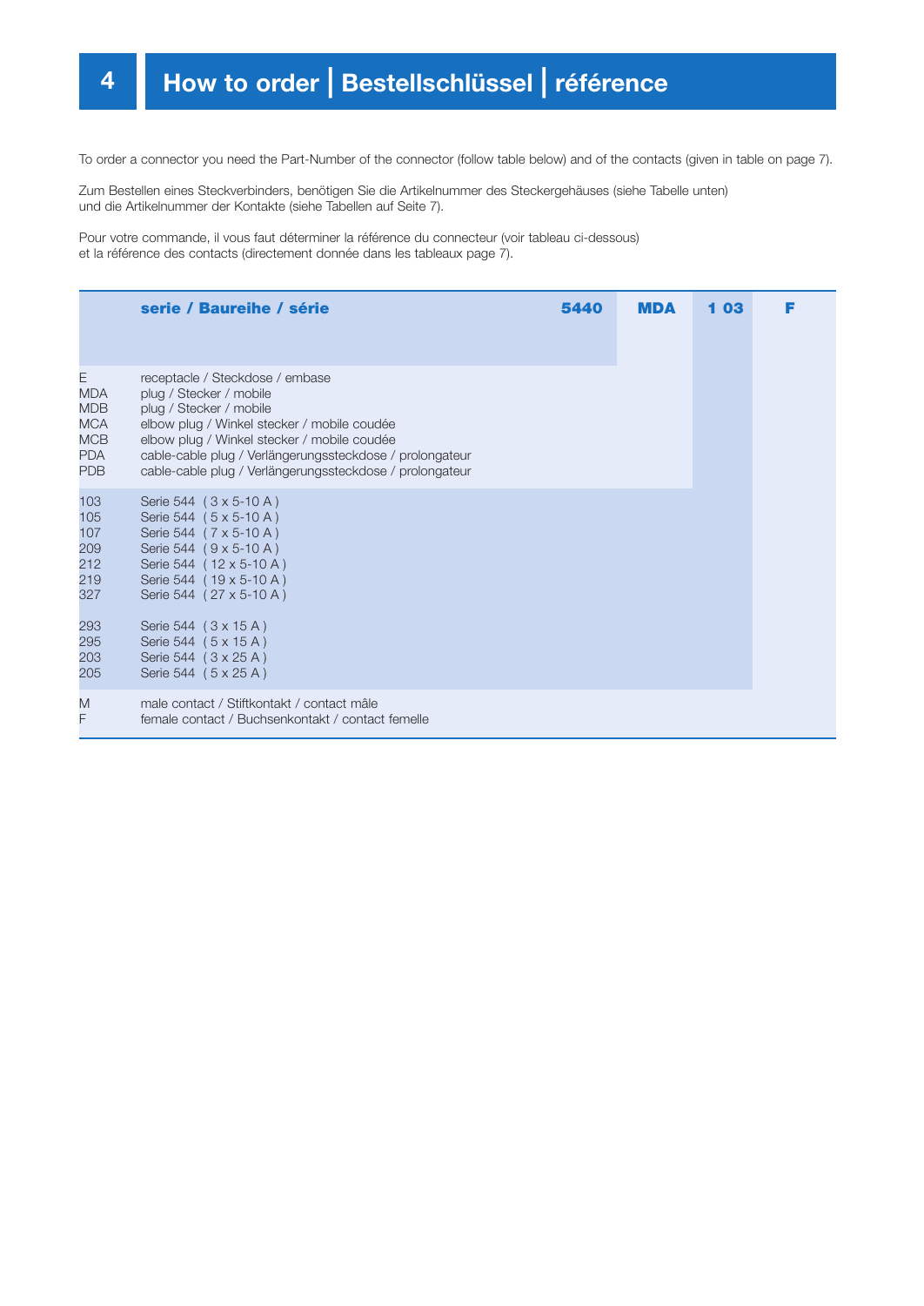# 4 How to order | Bestellschlüssel | référence

To order a connector you need the Part-Number of the connector (follow table below) and of the contacts (given in table on page 7).

Zum Bestellen eines Steckverbinders, benötigen Sie die Artikelnummer des Steckergehäuses (siehe Tabelle unten) und die Artikelnummer der Kontakte (siehe Tabellen auf Seite 7).

Pour votre commande, il vous faut déterminer la référence du connecteur (voir tableau ci-dessous) et la référence des contacts (directement donnée dans les tableaux page 7).

| | **serie / Baureihe / série** | **5440** | **MDA** | **1 03** | **F** |
|---|---|---|---|---|---|
| E | receptacle / Steckdose / embase | | | | |
| MDA | plug / Stecker / mobile | | | | |
| MDB | plug / Stecker / mobile | | | | |
| MCA | elbow plug / Winkel stecker / mobile coudée | | | | |
| MCB | elbow plug / Winkel stecker / mobile coudée | | | | |
| PDA | cable-cable plug / Verlängerungssteckdose / prolongateur | | | | |
| PDB | cable-cable plug / Verlängerungssteckdose / prolongateur | | | | |
| 103 | Serie 544 ( 3 x 5-10 A ) | | | | |
| 105 | Serie 544 ( 5 x 5-10 A ) | | | | |
| 107 | Serie 544 ( 7 x 5-10 A ) | | | | |
| 209 | Serie 544 ( 9 x 5-10 A ) | | | | |
| 212 | Serie 544 ( 12 x 5-10 A ) | | | | |
| 219 | Serie 544 ( 19 x 5-10 A ) | | | | |
| 327 | Serie 544 ( 27 x 5-10 A ) | | | | |
| 293 | Serie 544 ( 3 x 15 A ) | | | | |
| 295 | Serie 544 ( 5 x 15 A ) | | | | |
| 203 | Serie 544 ( 3 x 25 A ) | | | | |
| 205 | Serie 544 ( 5 x 25 A ) | | | | |
| M | male contact / Stiftkontakt / contact mâle | | | | |
| F | female contact / Buchsenkontakt / contact femelle | | | | |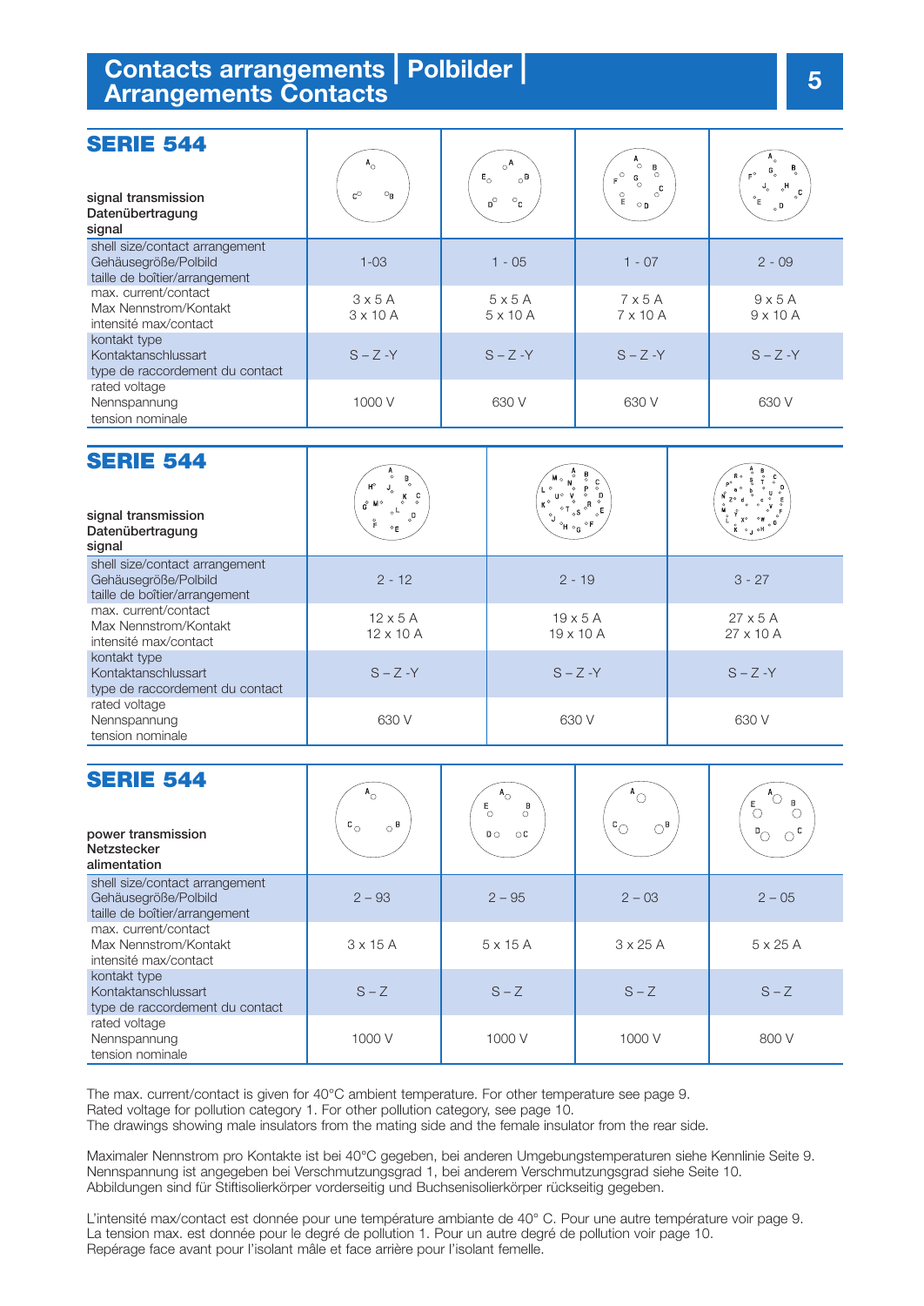# Contacts arrangements | Polbilder | Arrangements Contacts

## SERIE 544

| signal transmission<br>Datenübertragung<br>signal | | | | |
|---|---|---|---|---|
| shell size/contact arrangement<br>Gehäusegröße/Polbild<br>taille de boîtier/arrangement | 1-03 | 1 - 05 | 1 - 07 | 2 - 09 |
| max. current/contact<br>Max Nennstrom/Kontakt<br>intensité max/contact | 3 x 5 A<br>3 x 10 A | 5 x 5 A<br>5 x 10 A | 7 x 5 A<br>7 x 10 A | 9 x 5 A<br>9 x 10 A |
| kontakt type<br>Kontaktanschlussart<br>type de raccordement du contact | S – Z -Y | S – Z -Y | S – Z -Y | S – Z -Y |
| rated voltage<br>Nennspannung<br>tension nominale | 1000 V | 630 V | 630 V | 630 V |

## SERIE 544

| signal transmission<br>Datenübertragung<br>signal | | | |
|---|---|---|---|
| shell size/contact arrangement<br>Gehäusegröße/Polbild<br>taille de boîtier/arrangement | 2 - 12 | 2 - 19 | 3 - 27 |
| max. current/contact<br>Max Nennstrom/Kontakt<br>intensité max/contact | 12 x 5 A<br>12 x 10 A | 19 x 5 A<br>19 x 10 A | 27 x 5 A<br>27 x 10 A |
| kontakt type<br>Kontaktanschlussart<br>type de raccordement du contact | S – Z -Y | S – Z -Y | S – Z -Y |
| rated voltage<br>Nennspannung<br>tension nominale | 630 V | 630 V | 630 V |

## SERIE 544

| power transmission<br>Netzstecker<br>alimentation | | | | |
|---|---|---|---|---|
| shell size/contact arrangement<br>Gehäusegröße/Polbild<br>taille de boîtier/arrangement | 2 – 93 | 2 – 95 | 2 – 03 | 2 – 05 |
| max. current/contact<br>Max Nennstrom/Kontakt<br>intensité max/contact | 3 x 15 A | 5 x 15 A | 3 x 25 A | 5 x 25 A |
| kontakt type<br>Kontaktanschlussart<br>type de raccordement du contact | S – Z | S – Z | S – Z | S – Z |
| rated voltage<br>Nennspannung<br>tension nominale | 1000 V | 1000 V | 1000 V | 800 V |

The max. current/contact is given for 40°C ambient temperature. For other temperature see page 9.
Rated voltage for pollution category 1. For other pollution category, see page 10.
The drawings showing male insulators from the mating side and the female insulator from the rear side.

Maximaler Nennstrom pro Kontakte ist bei 40°C gegeben, bei anderen Umgebungstemperaturen siehe Kennlinie Seite 9.
Nennspannung ist angegeben bei Verschmutzungsgrad 1, bei anderen Verschmutzungsgrad siehe Seite 10.
Abbildungen sind für Stiftisolierkörper vorderseitig und Buchsenisolierkörper rückseitig gegeben.

L'intensité max/contact est donnée pour une température ambiante de 40° C. Pour une autre température voir page 9.
La tension max. est donnée pour le degré de pollution 1. Pour un autre degré de pollution voir page 10.
Repérage face avant pour l'isolant mâle et face arrière pour l'isolant femelle.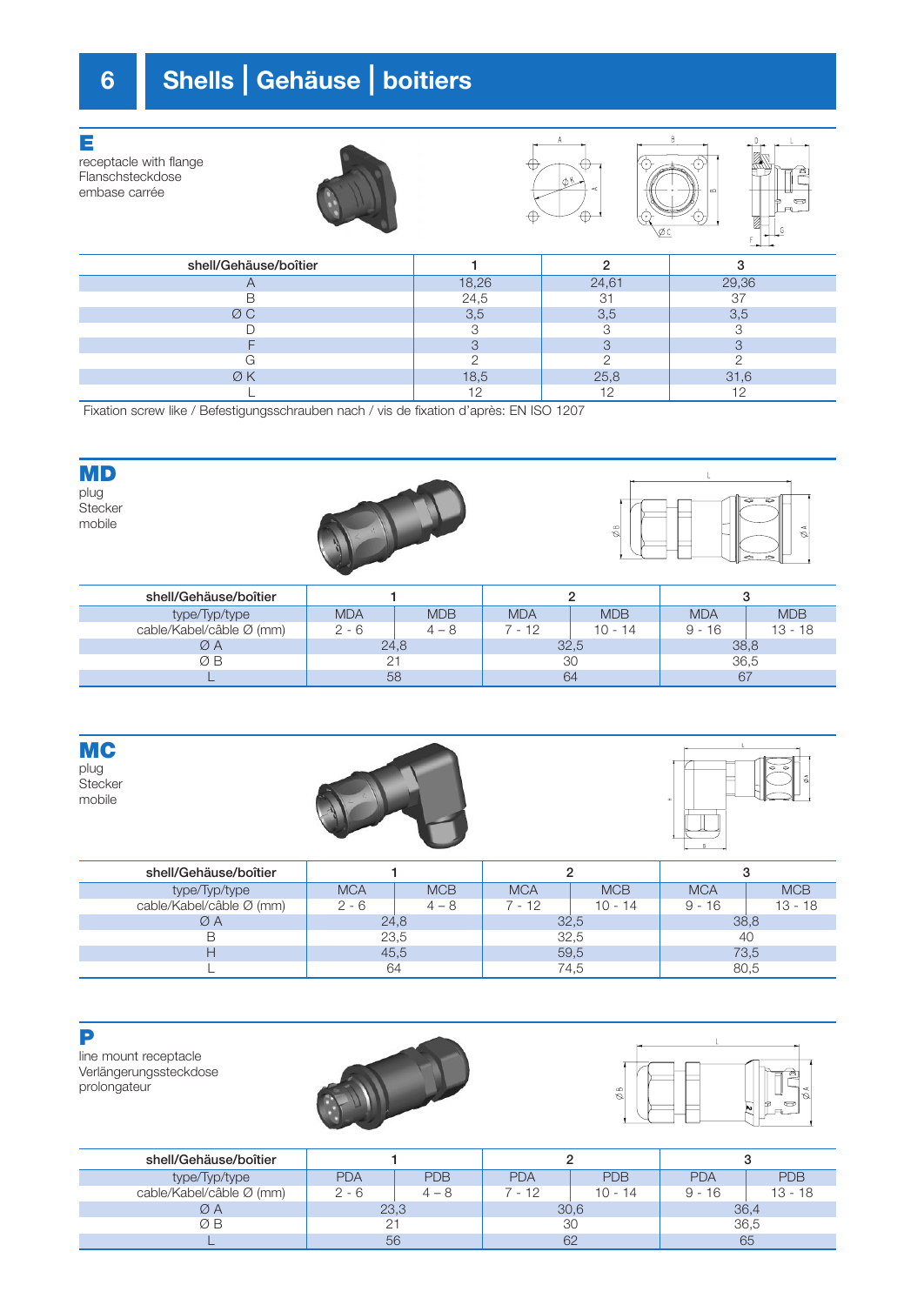# 6 Shells | Gehäuse | boitiers

## E

receptacle with flange
Flanschsteckdose
embase carrée

| shell/Gehäuse/boîtier | 1 | 2 | 3 |
|---|---|---|---|
| A | 18,26 | 24,61 | 29,36 |
| B | 24,5 | 31 | 37 |
| Ø C | 3,5 | 3,5 | 3,5 |
| D | 3 | 3 | 3 |
| F | 3 | 3 | 3 |
| G | 2 | 2 | 2 |
| Ø K | 18,5 | 25,8 | 31,6 |
| L | 12 | 12 | 12 |

Fixation screw like / Befestigungsschrauben nach / vis de fixation d'après: EN ISO 1207

## MD

plug
Stecker
mobile

| shell/Gehäuse/boîtier | 1 | | 2 | | 3 | |
|---|---|---|---|---|---|---|
| type/Typ/type | MDA | MDB | MDA | MDB | MDA | MDB |
| cable/Kabel/câble Ø (mm) | 2 - 6 | 4 – 8 | 7 - 12 | 10 - 14 | 9 - 16 | 13 - 18 |
| Ø A | 24,8 | | 32,5 | | 38,8 | |
| Ø B | 21 | | 30 | | 36,5 | |
| L | 58 | | 64 | | 67 | |

## MC

plug
Stecker
mobile

| shell/Gehäuse/boîtier | 1 | | 2 | | 3 | |
|---|---|---|---|---|---|---|
| type/Typ/type | MCA | MCB | MCA | MCB | MCA | MCB |
| cable/Kabel/câble Ø (mm) | 2 - 6 | 4 – 8 | 7 - 12 | 10 - 14 | 9 - 16 | 13 - 18 |
| Ø A | 24,8 | | 32,5 | | 38,8 | |
| B | 23,5 | | 32,5 | | 40 | |
| H | 45,5 | | 59,5 | | 73,5 | |
| L | 64 | | 74,5 | | 80,5 | |

## P

line mount receptacle
Verlängerungssteckdose
prolongateur

| shell/Gehäuse/boîtier | 1 | | 2 | | 3 | |
|---|---|---|---|---|---|---|
| type/Typ/type | PDA | PDB | PDA | PDB | PDA | PDB |
| cable/Kabel/câble Ø (mm) | 2 - 6 | 4 – 8 | 7 - 12 | 10 - 14 | 9 - 16 | 13 - 18 |
| Ø A | 23,3 | | 30,6 | | 36,4 | |
| Ø B | 21 | | 30 | | 36,5 | |
| L | 56 | | 62 | | 65 | |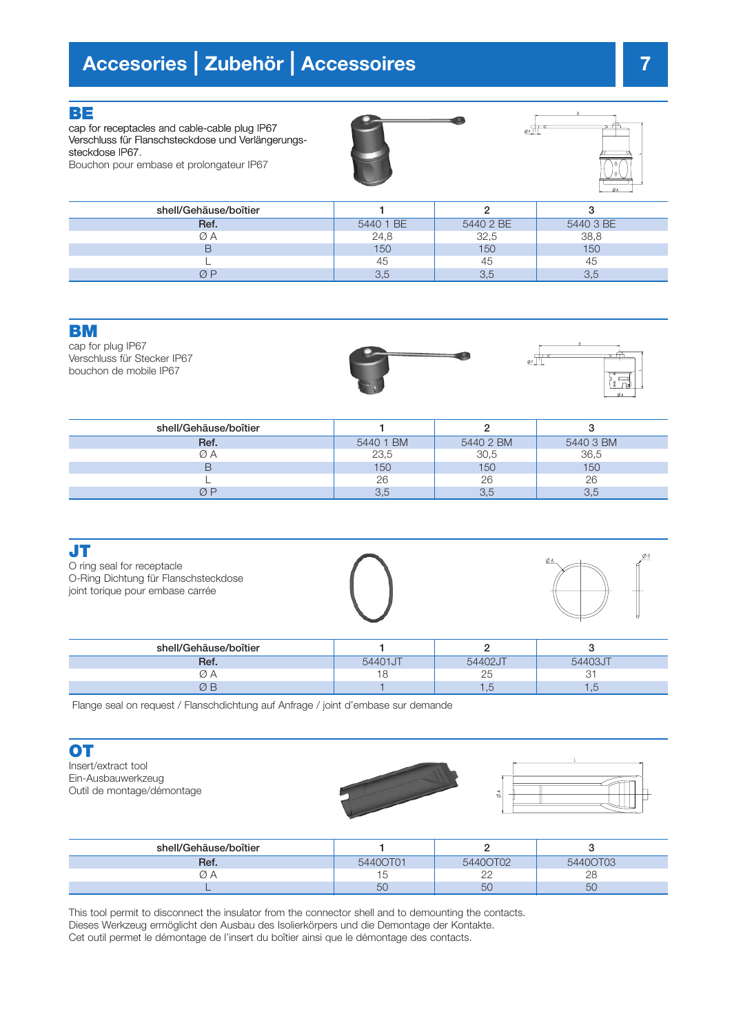# Accesories | Zubehör | Accessoires

## BE

cap for receptacles and cable-cable plug IP67
Verschluss für Flanschsteckdose und Verlängerungs-steckdose IP67.
Bouchon pour embase et prolongateur IP67

| shell/Gehäuse/boîtier | 1 | 2 | 3 |
|---|---|---|---|
| **Ref.** | 5440 1 BE | 5440 2 BE | 5440 3 BE |
| Ø A | 24,8 | 32,5 | 38,8 |
| B | 150 | 150 | 150 |
| L | 45 | 45 | 45 |
| Ø P | 3,5 | 3,5 | 3,5 |

## BM

cap for plug IP67
Verschluss für Stecker IP67
bouchon de mobile IP67

| shell/Gehäuse/boîtier | 1 | 2 | 3 |
|---|---|---|---|
| **Ref.** | 5440 1 BM | 5440 2 BM | 5440 3 BM |
| Ø A | 23,5 | 30,5 | 36,5 |
| B | 150 | 150 | 150 |
| L | 26 | 26 | 26 |
| Ø P | 3,5 | 3,5 | 3,5 |

## JT

O ring seal for receptacle
O-Ring Dichtung für Flanschsteckdose
joint torique pour embase carrée

| shell/Gehäuse/boîtier | 1 | 2 | 3 |
|---|---|---|---|
| **Ref.** | 54401JT | 54402JT | 54403JT |
| Ø A | 18 | 25 | 31 |
| Ø B | 1 | 1,5 | 1,5 |

Flange seal on request / Flanschdichtung auf Anfrage / joint d'embase sur demande

## OT

Insert/extract tool
Ein-Ausbauwerkzeug
Outil de montage/démontage

| shell/Gehäuse/boîtier | 1 | 2 | 3 |
|---|---|---|---|
| **Ref.** | 5440OT01 | 5440OT02 | 5440OT03 |
| Ø A | 15 | 22 | 28 |
| L | 50 | 50 | 50 |

This tool permit to disconnect the insulator from the connector shell and to demounting the contacts.
Dieses Werkzeug ermöglicht den Ausbau des Isolierkörpers und die Demontage der Kontakte.
Cet outil permet le démontage de l'insert du boîtier ainsi que le démontage des contacts.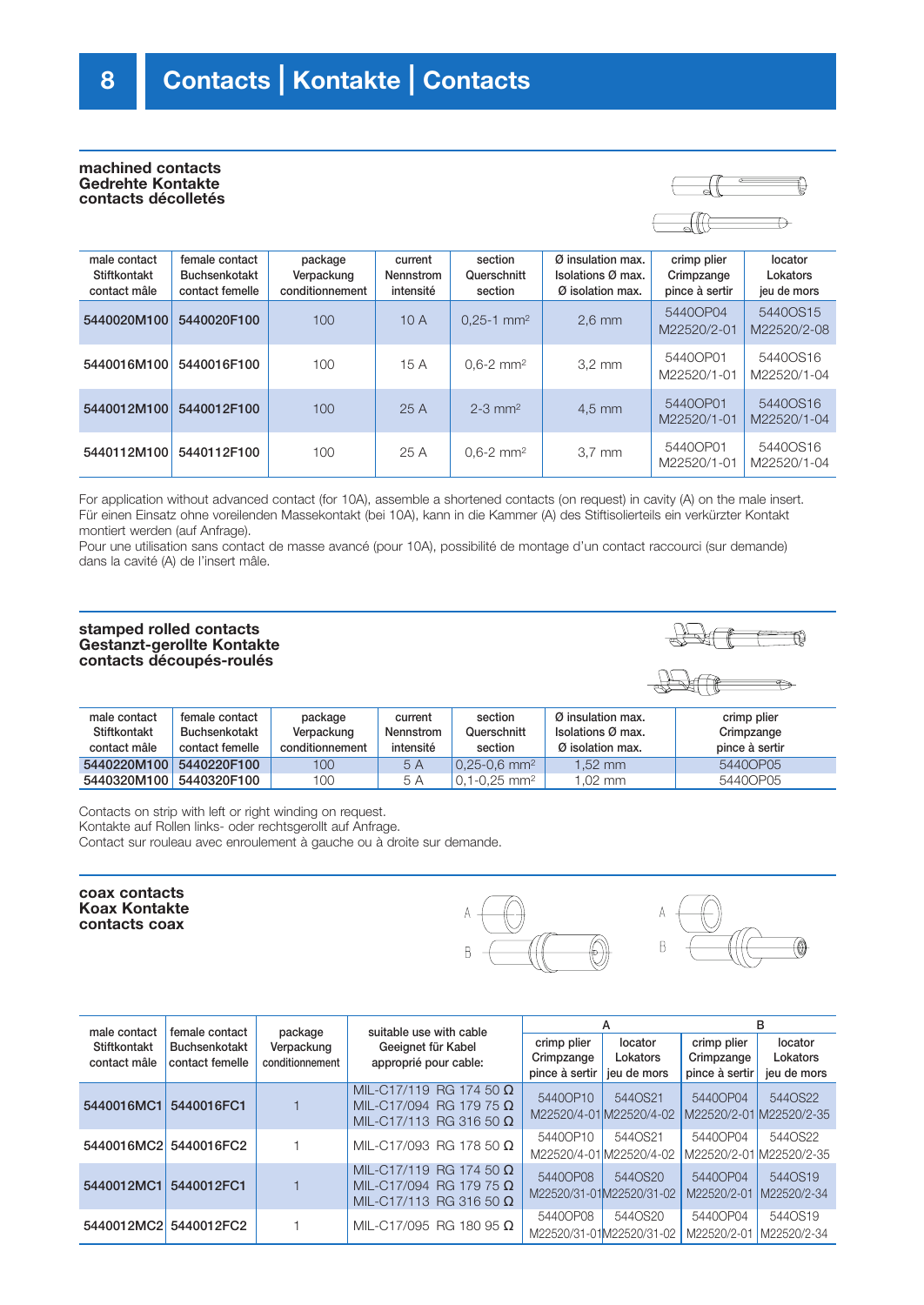# Contacts | Kontakte | Contacts

## machined contacts
## Gedrehte Kontakte
## contacts décolletés

| male contact<br>Stiftkontakt<br>contact mâle | female contact<br>Buchsenkotakt<br>contact femelle | package<br>Verpackung<br>conditionnement | current<br>Nennstrom<br>intensité | section<br>Querschnitt<br>section | Ø insulation max.<br>Isolations Ø max.<br>Ø isolation max. | crimp plier<br>Crimpzange<br>pince à sertir | locator<br>Lokators<br>jeu de mors |
|---|---|---|---|---|---|---|---|
| **5440020M100** | **5440020F100** | 100 | 10 A | 0,25-1 mm² | 2,6 mm | 5440OP04<br>M22520/2-01 | 5440OS15<br>M22520/2-08 |
| **5440016M100** | **5440016F100** | 100 | 15 A | 0,6-2 mm² | 3,2 mm | 5440OP01<br>M22520/1-01 | 5440OS16<br>M22520/1-04 |
| **5440012M100** | **5440012F100** | 100 | 25 A | 2-3 mm² | 4,5 mm | 5440OP01<br>M22520/1-01 | 5440OS16<br>M22520/1-04 |
| **5440112M100** | **5440112F100** | 100 | 25 A | 0,6-2 mm² | 3,7 mm | 5440OP01<br>M22520/1-01 | 5440OS16<br>M22520/1-04 |

For application without advanced contact (for 10A), assemble a shortened contacts (on request) in cavity (A) on the male insert.
Für einen Einsatz ohne voreilenden Massekontakt (bei 10A), kann in die Kammer (A) des Stiftsolierteils ein verkürzter Kontakt montiert werden (auf Anfrage).
Pour une utilisation sans contact de masse avancé (pour 10A), possibilité de montage d'un contact raccourci (sur demande) dans la cavité (A) de l'insert mâle.

## stamped rolled contacts
## Gestanzt-gerollte Kontakte
## contacts découpés-roulés

| male contact<br>Stiftkontakt<br>contact mâle | female contact<br>Buchsenkotakt<br>contact femelle | package<br>Verpackung<br>conditionnement | current<br>Nennstrom<br>intensité | section<br>Querschnitt<br>section | Ø insulation max.<br>Isolations Ø max.<br>Ø isolation max. | crimp plier<br>Crimpzange<br>pince à sertir |
|---|---|---|---|---|---|---|
| **5440220M100** | **5440220F100** | 100 | 5 A | 0,25-0,6 mm² | 1,52 mm | 5440OP05 |
| **5440320M100** | **5440320F100** | 100 | 5 A | 0,1-0,25 mm² | 1,02 mm | 5440OP05 |

Contacts on strip with left or right winding on request.
Kontakte auf Rollen links- oder rechtsgerollt auf Anfrage.
Contact sur rouleau avec enroulement à gauche ou à droite sur demande.

## coax contacts
## Koax Kontakte
## contacts coax

| male contact<br>Stiftkontakt<br>contact mâle | female contact<br>Buchsenkotakt<br>contact femelle | package<br>Verpackung<br>conditionnement | suitable use with cable<br>Geeignet für Kabel<br>approprié pour cable: | A | | B | |
|---|---|---|---|---|---|---|---|
| | | | | crimp plier<br>Crimpzange<br>pince à sertir | locator<br>Lokators<br>jeu de mors | crimp plier<br>Crimpzange<br>pince à sertir | locator<br>Lokators<br>jeu de mors |
| **5440016MC1** | **5440016FC1** | 1 | MIL-C17/119 RG 174 50 Ω<br>MIL-C17/094 RG 179 75 Ω<br>MIL-C17/113 RG 316 50 Ω | 5440OP10<br>M22520/4-01 | 5440S21<br>M22520/4-02 | 5440OP04<br>M22520/2-01 | 5440S22<br>M22520/2-35 |
| **5440016MC2** | **5440016FC2** | 1 | MIL-C17/093 RG 178 50 Ω | 5440OP10<br>M22520/4-01 | 5440S21<br>M22520/4-02 | 5440OP04<br>M22520/2-01 | 5440S22<br>M22520/2-35 |
| **5440012MC1** | **5440012FC1** | 1 | MIL-C17/119 RG 174 50 Ω<br>MIL-C17/094 RG 179 75 Ω<br>MIL-C17/113 RG 316 50 Ω | 5440OP08<br>M22520/31-01 | 5440S20<br>M22520/31-02 | 5440OP04<br>M22520/2-01 | 5440S19<br>M22520/2-34 |
| **5440012MC2** | **5440012FC2** | 1 | MIL-C17/095 RG 180 95 Ω | 5440OP08<br>M22520/31-01 | 5440S20<br>M22520/31-02 | 5440OP04<br>M22520/2-01 | 5440S19<br>M22520/2-34 |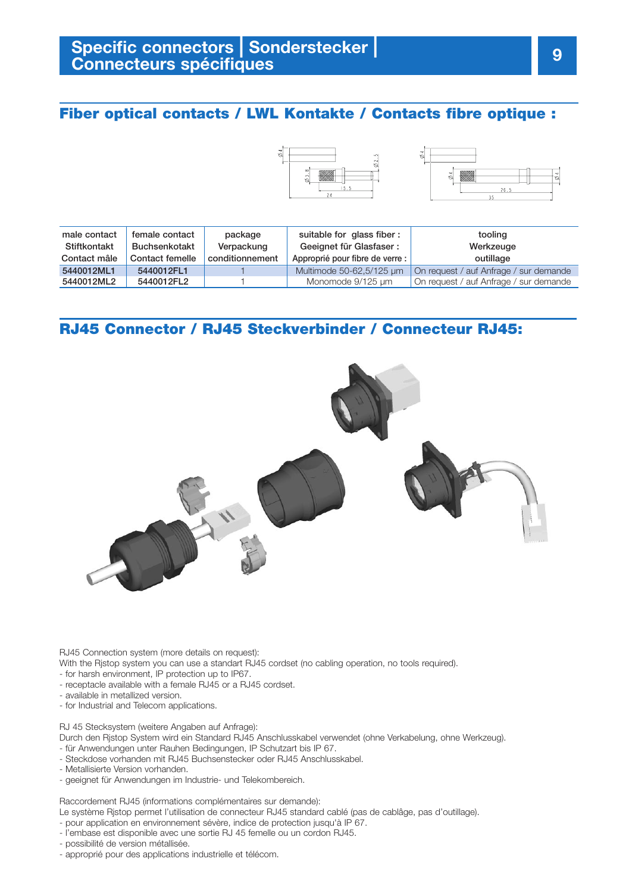## Specific connectors | Sonderstecker | Connecteurs spécifiques

## Fiber optical contacts / LWL Kontakte / Contacts fibre optique :

| male contact<br>Stiftkontakt<br>Contact mâle | female contact<br>Buchsenkotakt<br>Contact femelle | package<br>Verpackung<br>conditionnement | suitable for glass fiber :<br>Geeignet für Glasfaser :<br>Approprié pour fibre de verre : | tooling<br>Werkzeuge<br>outillage |
|---|---|---|---|---|
| 5440012ML1 | 5440012FL1 | 1 | Multimode 50-62,5/125 µm | On request / auf Anfrage / sur demande |
| 5440012ML2 | 5440012FL2 | 1 | Monomode 9/125 µm | On request / auf Anfrage / sur demande |

## RJ45 Connector / RJ45 Steckverbinder / Connecteur RJ45:

RJ45 Connection system (more details on request):
With the Rjstop system you can use a standart RJ45 cordset (no cabling operation, no tools required).
- for harsh environment, IP protection up to IP67.
- receptacle available with a female RJ45 or a RJ45 cordset.
- available in metallized version.
- for Industrial and Telecom applications.

RJ 45 Stecksystem (weitere Angaben auf Anfrage):
Durch den Rjstop System wird ein Standard RJ45 Anschlusskabel verwendet (ohne Verkabelung, ohne Werkzeug).
- für Anwendungen unter Rauhen Bedingungen, IP Schutzart bis IP 67.
- Steckdose vorhanden mit RJ45 Buchsenstecker oder RJ45 Anschlusskabel.
- Metallisierte Version vorhanden.
- geeignet für Anwendungen im Industrie- und Telekombereich.

Raccordement RJ45 (informations complémentaires sur demande):
Le système Rjstop permet l'utilisation de connecteur RJ45 standard cablé (pas de cablâge, pas d'outillage).
- pour application en environnement sévère, indice de protection jusqu'à IP 67.
- l'embase est disponible avec une sortie RJ 45 femelle ou un cordon RJ45.
- possibilité de version métallisée.
- approprié pour des applications industrielle et télécom.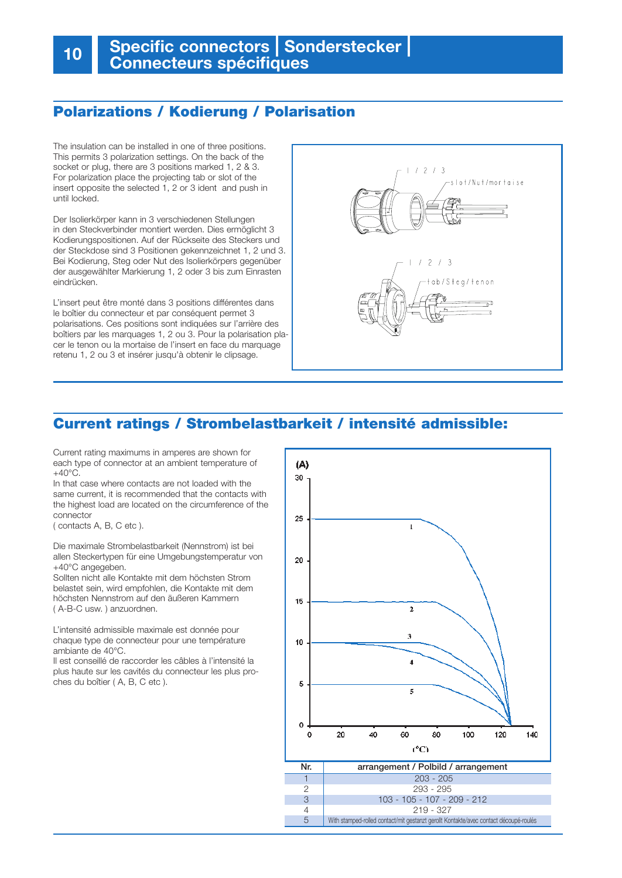# Specific connectors | Sondersteckerl | Connecteurs spécifiques

## Polarizations / Kodierung / Polarisation

The insulation can be installed in one of three positions. This permits 3 polarization settings. On the back of the socket or plug, there are 3 positions marked 1, 2 & 3. For polarization place the projecting tab or slot of the insert opposite the selected 1, 2 or 3 ident and push in until locked.

Der Isolierkörper kann in 3 verschiedenen Stellungen in den Steckverbinder montiert werden. Dies ermöglicht 3 Kodierungspositionen. Auf der Rückseite des Steckers und der Steckdose sind 3 Positionen gekennzeichnet 1, 2 und 3. Bei Kodierung, Steg oder Nut des Isolierkörpers gegenüber der ausgewählter Markierung 1, 2 oder 3 bis zum Einrasten eindrücken.

L'insert peut être monté dans 3 positions différentes dans le boîtier du connecteur et par conséquent permet 3 polarisations. Ces positions sont indiquées sur l'arrière des boîtiers par les marquages 1, 2 ou 3. Pour la polarisation placer le tenon ou la mortaise de l'insert en face du marquage retenu 1, 2 ou 3 et insérer jusqu'à obtenir le clipsage.

1 / 2 / 3

slot/Nut/mortaise

1 / 2 / 3

tab/Steg/tenon

## Current ratings / Strombelastbarkeit / intensité admissible:

Current rating maximums in amperes are shown for each type of connector at an ambient temperature of +40°C.
In that case where contacts are not loaded with the same current, it is recommended that the contacts with the highest load are located on the circumference of the connector
( contacts A, B, C etc ).

Die maximale Strombelastbarkeit (Nennstrom) ist bei allen Steckertypen für eine Umgebungstemperatur von +40°C angegeben.
Sollten nicht alle Kontakte mit dem höchsten Strom belastet sein, wird empfohlen, die Kontakte mit dem höchsten Nennstrom auf den äußeren Kammern ( A-B-C usw. ) anzuordnen.

L'intensité admissible maximale est donnée pour chaque type de connecteur pour une température ambiante de 40°C.
Il est conseillé de raccorder les câbles à l'intensité la plus haute sur les cavités du connecteur les plus proches du boîtier ( A, B, C etc ).

(A) / (°C)

| Nr. | arrangement / Polbild / arrangement |
|---|---|
| 1 | 203 - 205 |
| 2 | 293 - 295 |
| 3 | 103 - 105 - 107 - 209 - 212 |
| 4 | 219 - 327 |
| 5 | With stamped-rolled contact/mit gestanzt gerollt Kontakte/avec contact découpé-roulés |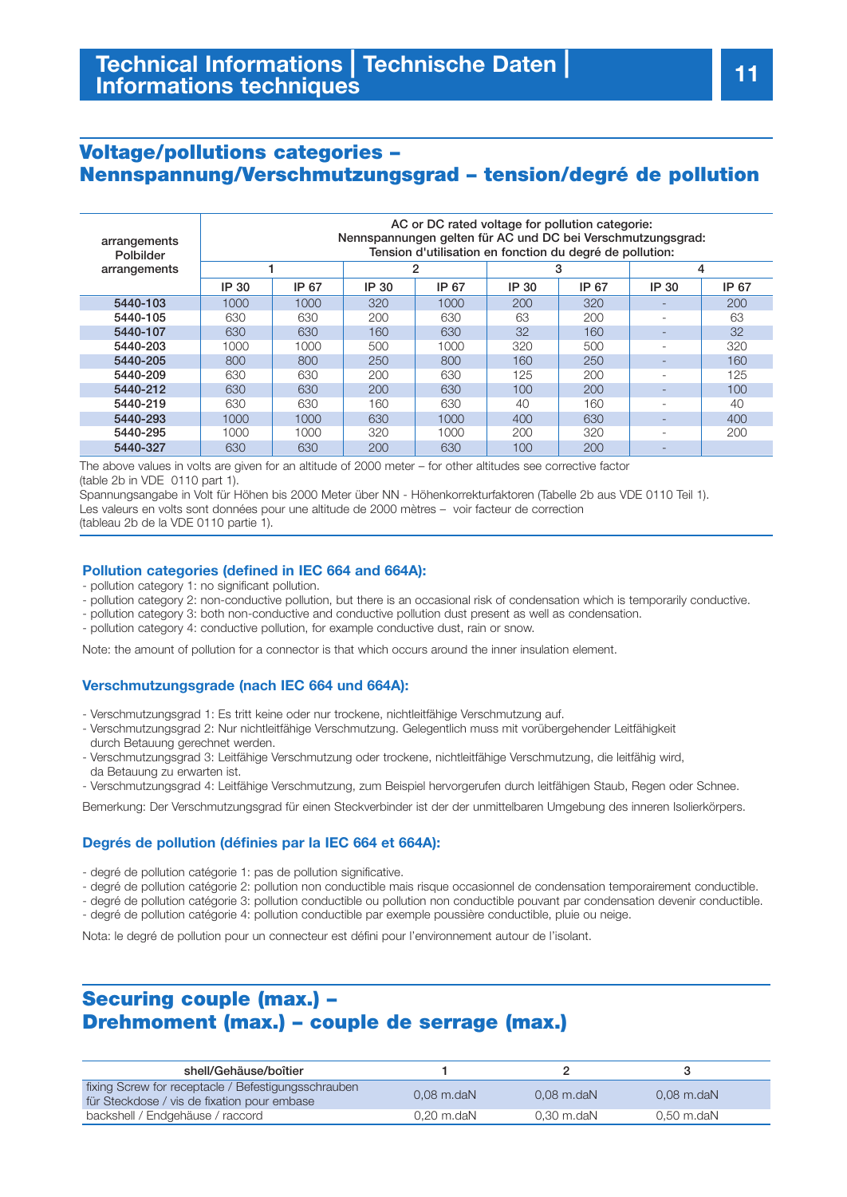# Technical Informations | Technische Daten | Informations techniques

## Voltage/pollutions categories – Nennspannung/Verschmutzungsgrad – tension/degré de pollution

| arrangements Polbilder arrangements | AC or DC rated voltage for pollution categorie: Nennspannungen gelten für AC und DC bei Verschmutzungsgrad: Tension d'utilisation en fonction du degré de pollution: | | | | | | | |
|---|---|---|---|---|---|---|---|---|
| | 1 | | 2 | | 3 | | 4 | |
| | IP 30 | IP 67 | IP 30 | IP 67 | IP 30 | IP 67 | IP 30 | IP 67 |
| 5440-103 | 1000 | 1000 | 320 | 1000 | 200 | 320 | - | 200 |
| 5440-105 | 630 | 630 | 200 | 630 | 63 | 200 | - | 63 |
| 5440-107 | 630 | 630 | 160 | 630 | 32 | 160 | - | 32 |
| 5440-203 | 1000 | 1000 | 500 | 1000 | 320 | 500 | - | 320 |
| 5440-205 | 800 | 800 | 250 | 800 | 160 | 250 | - | 160 |
| 5440-209 | 630 | 630 | 200 | 630 | 125 | 200 | - | 125 |
| 5440-212 | 630 | 630 | 200 | 630 | 100 | 200 | - | 100 |
| 5440-219 | 630 | 630 | 160 | 630 | 40 | 160 | - | 40 |
| 5440-293 | 1000 | 1000 | 630 | 1000 | 400 | 630 | - | 400 |
| 5440-295 | 1000 | 1000 | 320 | 1000 | 200 | 320 | - | 200 |
| 5440-327 | 630 | 630 | 200 | 630 | 100 | 200 | - | |

The above values in volts are given for an altitude of 2000 meter – for other altitudes see corrective factor (table 2b in VDE 0110 part 1).
Spannungsangabe in Volt für Höhen bis 2000 Meter über NN - Höhenkorrekturfaktoren (Tabelle 2b aus VDE 0110 Teil 1).
Les valeurs en volts sont données pour une altitude de 2000 mètres – voir facteur de correction (tableau 2b de la VDE 0110 partie 1).

### Pollution categories (defined in IEC 664 and 664A):

- pollution category 1: no significant pollution.
- pollution category 2: non-conductive pollution, but there is an occasional risk of condensation which is temporarily conductive.
- pollution category 3: both non-conductive and conductive pollution dust present as well as condensation.
- pollution category 4: conductive pollution, for example conductive dust, rain or snow.

Note: the amount of pollution for a connector is that which occurs around the inner insulation element.

### Verschmutzungsgrade (nach IEC 664 und 664A):

- Verschmutzungsgrad 1: Es tritt keine oder nur trockene, nichtleitfähige Verschmutzung auf.
- Verschmutzungsgrad 2: Nur nichtleitfähige Verschmutzung. Gelegentlich muss mit vorübergehender Leitfähigkeit durch Betauung gerechnet werden.
- Verschmutzungsgrad 3: Leitfähige Verschmutzung oder trockene, nichtleitfähige Verschmutzung, die leitfähig wird, da Betauung zu erwarten ist.
- Verschmutzungsgrad 4: Leitfähige Verschmutzung, zum Beispiel hervorgerufen durch leitfähigen Staub, Regen oder Schnee.

Bemerkung: Der Verschmutzungsgrad für einen Steckverbinder ist der der unmittelbaren Umgebung des inneren Isolierkörpers.

### Degrés de pollution (définies par la IEC 664 et 664A):

- degré de pollution catégorie 1: pas de pollution significative.
- degré de pollution catégorie 2: pollution non conductible mais risque occasionnel de condensation temporairement conductible.
- degré de pollution catégorie 3: pollution conductible ou pollution non conductible pouvant par condensation devenir conductible.
- degré de pollution catégorie 4: pollution conductible par exemple poussière conductible, pluie ou neige.

Nota: le degré de pollution pour un connecteur est défini pour l'environnement autour de l'isolant.

## Securing couple (max.) – Drehmoment (max.) – couple de serrage (max.)

| shell/Gehäuse/boîtier | 1 | 2 | 3 |
|---|---|---|---|
| fixing Screw for receptacle / Befestigungsschrauben für Steckdose / vis de fixation pour embase | 0,08 m.daN | 0,08 m.daN | 0,08 m.daN |
| backshell / Endgehäuse / raccord | 0,20 m.daN | 0,30 m.daN | 0,50 m.daN |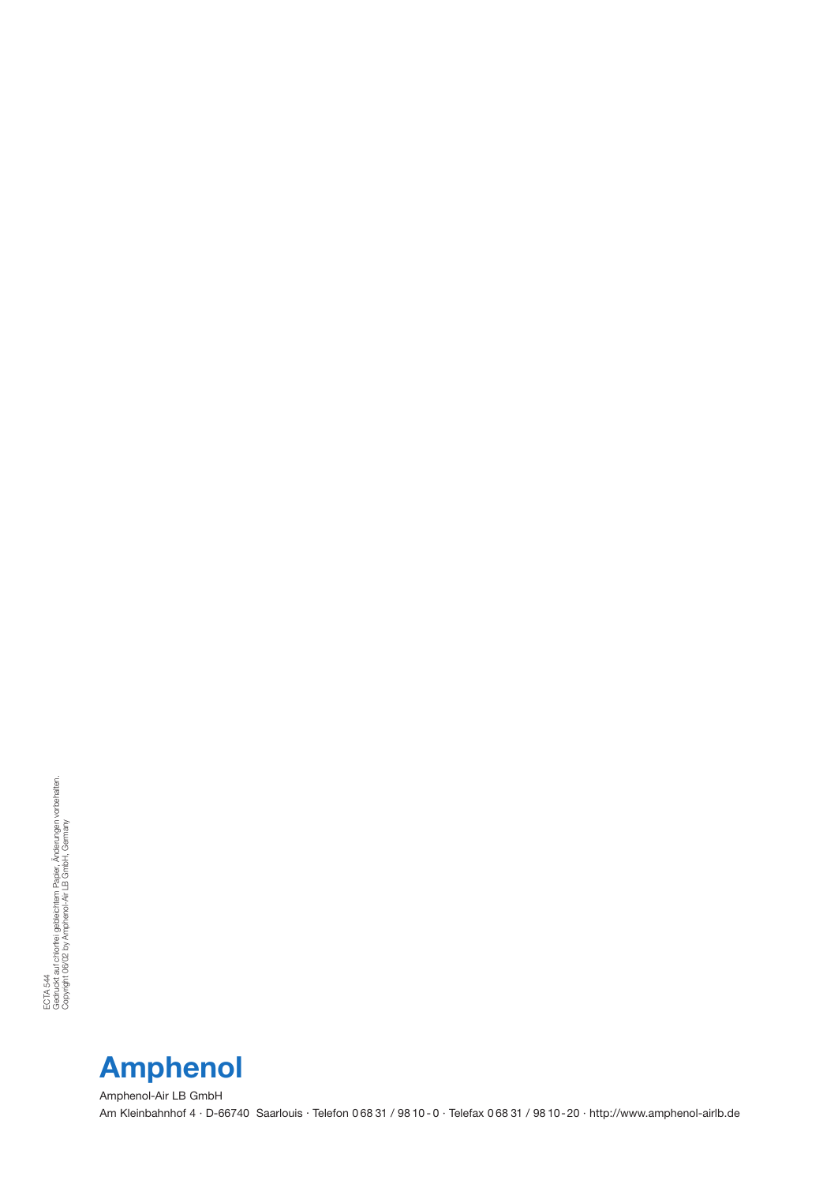ECTA 544
Gedruckt auf chlorfrei gebleichtem Papier, Änderungen vorbehalten.
Copyright 06/02 by Amphenol-Air LB GmbH, Germany

**Amphenol**

Amphenol-Air LB GmbH

Am Kleinbahnhof 4 · D-66740 Saarlouis · Telefon 0 68 31 / 98 10 - 0 · Telefax 0 68 31 / 98 10 - 20 · http://www.amphenol-airlb.de